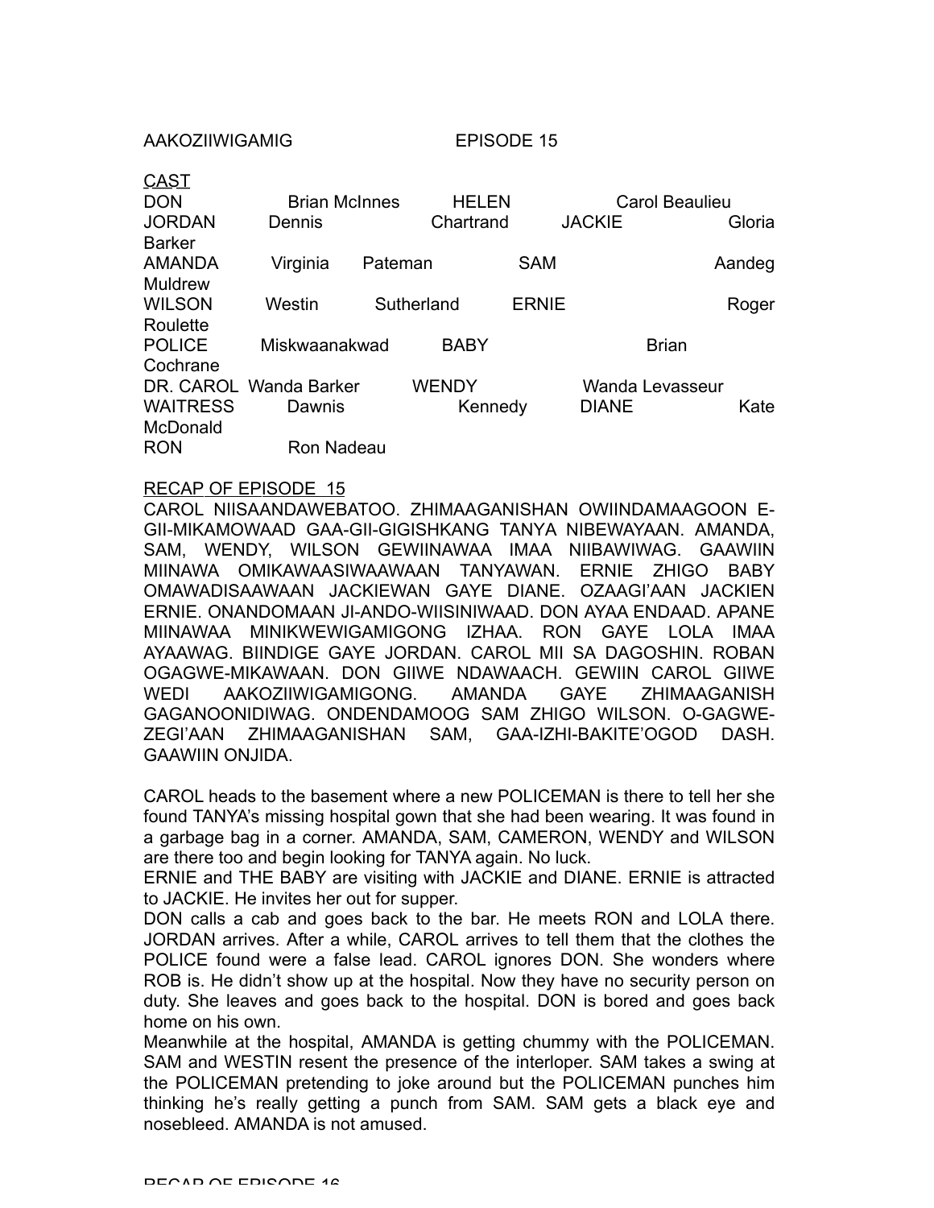AAKOZIIWIGAMIG EPISODE 15

<u>CAST</u>

| | | | |
|---|---|---|---|
| DON | Brian McInnes | HELEN | Carol Beaulieu |
| JORDAN | Dennis Chartrand | JACKIE | Gloria Barker |
| AMANDA | Virginia Pateman | SAM | Aandeg Muldrew |
| WILSON | Westin Sutherland | ERNIE | Roger Roulette |
| POLICE | Miskwaanakwad | BABY | Brian Cochrane |
| DR. CAROL | Wanda Barker | WENDY | Wanda Levasseur |
| WAITRESS | Dawnis Kennedy | DIANE | Kate McDonald |
| RON | Ron Nadeau | | |

<u>RECAP OF EPISODE 15</u>

CAROL NIISAANDAWEBATOO. ZHIMAAGANISHAN OWIINDAMAAGOON E-GII-MIKAMOWAAD GAA-GII-GIGISHKANG TANYA NIBEWAYAAN. AMANDA, SAM, WENDY, WILSON GEWIINAWAA IMAA NIIBAWIWAG. GAAWIIN MIINAWA OMIKAWAASIWAAWAAN TANYAWAN. ERNIE ZHIGO BABY OMAWADISAAWAAN JACKIEWAN GAYE DIANE. OZAAGI'AAN JACKIEN ERNIE. ONANDOMAAN JI-ANDO-WIISINIWAAD. DON AYAA ENDAAD. APANE MIINAWAA MINIKWEWIGAMIGONG IZHAA. RON GAYE LOLA IMAA AYAAWAG. BIINDIGE GAYE JORDAN. CAROL MII SA DAGOSHIN. ROBAN OGAGWE-MIKAWAAN. DON GIIWE NDAWAACH. GEWIIN CAROL GIIWE WEDI AAKOZIIWIGAMIGONG. AMANDA GAYE ZHIMAAGANISH GAGANOONIDIWAG. ONDENDAMOOG SAM ZHIGO WILSON. O-GAGWE-ZEGI'AAN ZHIMAAGANISHAN SAM, GAA-IZHI-BAKITE'OGOD DASH. GAAWIIN ONJIDA.

CAROL heads to the basement where a new POLICEMAN is there to tell her she found TANYA's missing hospital gown that she had been wearing. It was found in a garbage bag in a corner. AMANDA, SAM, CAMERON, WENDY and WILSON are there too and begin looking for TANYA again. No luck.

ERNIE and THE BABY are visiting with JACKIE and DIANE. ERNIE is attracted to JACKIE. He invites her out for supper.

DON calls a cab and goes back to the bar. He meets RON and LOLA there. JORDAN arrives. After a while, CAROL arrives to tell them that the clothes the POLICE found were a false lead. CAROL ignores DON. She wonders where ROB is. He didn't show up at the hospital. Now they have no security person on duty. She leaves and goes back to the hospital. DON is bored and goes back home on his own.

Meanwhile at the hospital, AMANDA is getting chummy with the POLICEMAN. SAM and WESTIN resent the presence of the interloper. SAM takes a swing at the POLICEMAN pretending to joke around but the POLICEMAN punches him thinking he's really getting a punch from SAM. SAM gets a black eye and nosebleed. AMANDA is not amused.

RECAP OF EPISODE 16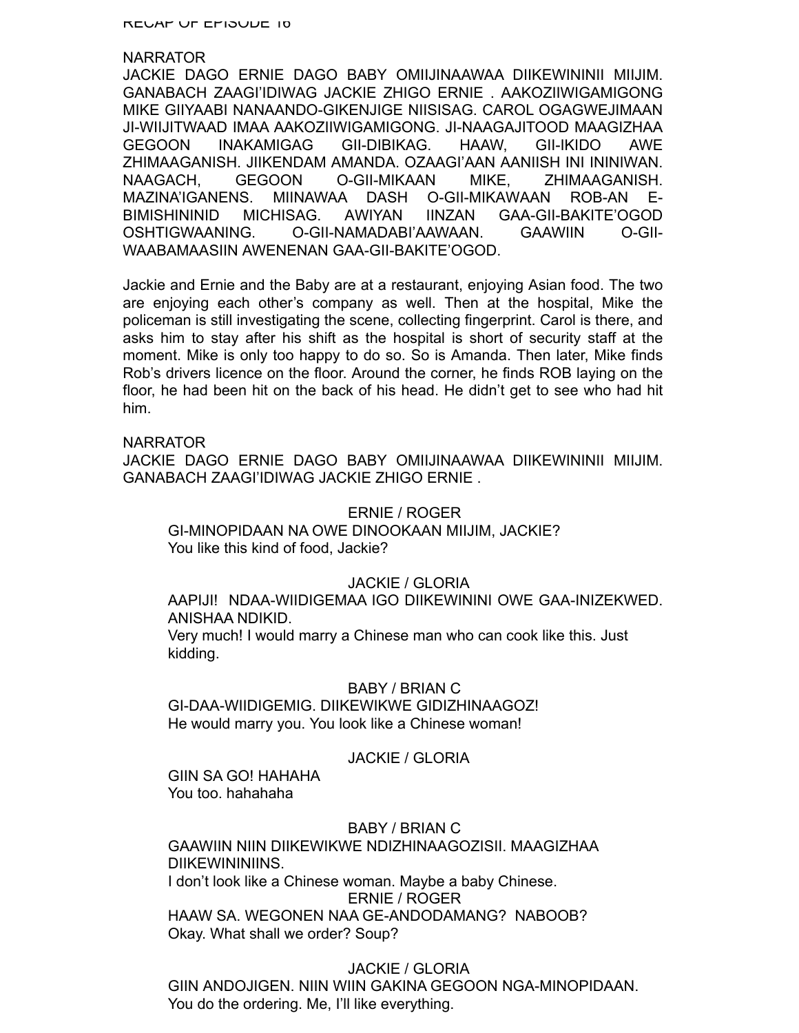RECAP OF EPISODE 16

NARRATOR
JACKIE DAGO ERNIE DAGO BABY OMIIJINAAWAA DIIKEWININII MIIJIM. GANABACH ZAAGI'IDIWAG JACKIE ZHIGO ERNIE . AAKOZIIWIGAMIGONG MIKE GIIYAABI NANAANDO-GIKENJIGE NIISISAG. CAROL OGAGWEJIMAAN JI-WIIJITWAAD IMAA AAKOZIIWIGAMIGONG. JI-NAAGAJITOOD MAAGIZHAA GEGOON INAKAMIGAG GII-DIBIKAG. HAAW, GII-IKIDO AWE ZHIMAAGANISH. JIIKENDAM AMANDA. OZAAGI'AAN AANIISH INI ININIWAN. NAAGACH, GEGOON O-GII-MIKAAN MIKE, ZHIMAAGANISH. MAZINA'IGANENS. MIINAWAA DASH O-GII-MIKAWAAN ROB-AN E-BIMISHININID MICHISAG. AWIYAN IINZAN GAA-GII-BAKITE'OGOD OSHTIGWAANING. O-GII-NAMADABI'AAWAAN. GAAWIIN O-GII-WAABAMAASIIN AWENENAN GAA-GII-BAKITE'OGOD.

Jackie and Ernie and the Baby are at a restaurant, enjoying Asian food. The two are enjoying each other's company as well. Then at the hospital, Mike the policeman is still investigating the scene, collecting fingerprint. Carol is there, and asks him to stay after his shift as the hospital is short of security staff at the moment. Mike is only too happy to do so. So is Amanda. Then later, Mike finds Rob's drivers licence on the floor. Around the corner, he finds ROB laying on the floor, he had been hit on the back of his head. He didn't get to see who had hit him.

NARRATOR
JACKIE DAGO ERNIE DAGO BABY OMIIJINAAWAA DIIKEWININII MIIJIM. GANABACH ZAAGI'IDIWAG JACKIE ZHIGO ERNIE .

ERNIE / ROGER
GI-MINOPIDAAN NA OWE DINOOKAAN MIIJIM, JACKIE?
You like this kind of food, Jackie?

JACKIE / GLORIA
AAPIJI! NDAA-WIIDIGEMAA IGO DIIKEWININI OWE GAA-INIZEKWED. ANISHAA NDIKID.
Very much! I would marry a Chinese man who can cook like this. Just kidding.

BABY / BRIAN C
GI-DAA-WIIDIGEMIG. DIIKEWIKWE GIDIZHINAAGOZ!
He would marry you. You look like a Chinese woman!

JACKIE / GLORIA
GIIN SA GO! HAHAHA
You too. hahahaha

BABY / BRIAN C
GAAWIIN NIIN DIIKEWIKWE NDIZHINAAGOZISII. MAAGIZHAA DIIKEWININIINS.
I don't look like a Chinese woman. Maybe a baby Chinese.

ERNIE / ROGER
HAAW SA. WEGONEN NAA GE-ANDODAMANG? NABOOB?
Okay. What shall we order? Soup?

JACKIE / GLORIA
GIIN ANDOJIGEN. NIIN WIIN GAKINA GEGOON NGA-MINOPIDAAN.
You do the ordering. Me, I'll like everything.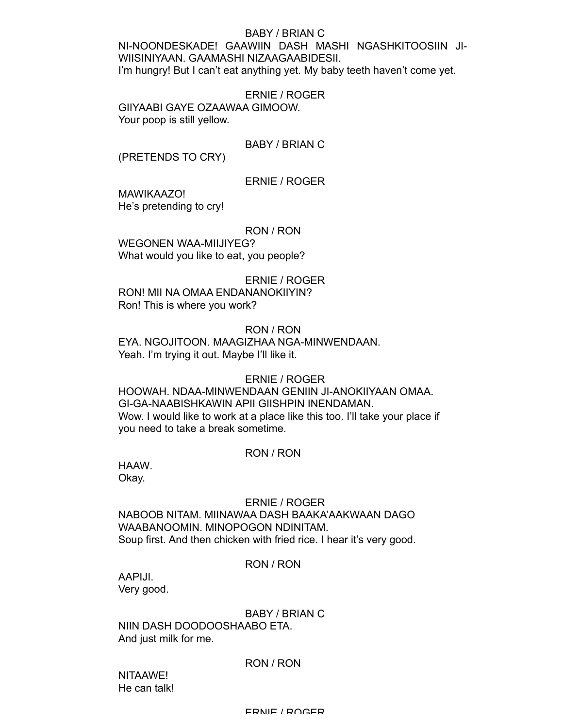BABY / BRIAN C

NI-NOONDESKADE! GAAWIIN DASH MASHI NGASHKITOOSIIN JI-WIISINIYAAN. GAAMASHI NIZAAGAABIDESII.
I'm hungry! But I can't eat anything yet. My baby teeth haven't come yet.

ERNIE / ROGER

GIIYAABI GAYE OZAAWAA GIMOOW.
Your poop is still yellow.

BABY / BRIAN C

(PRETENDS TO CRY)

ERNIE / ROGER

MAWIKAAZO!
He's pretending to cry!

RON / RON

WEGONEN WAA-MIIJIYEG?
What would you like to eat, you people?

ERNIE / ROGER

RON! MII NA OMAA ENDANANOKIIYIN?
Ron! This is where you work?

RON / RON

EYA. NGOJITOON. MAAGIZHAA NGA-MINWENDAAN.
Yeah. I'm trying it out. Maybe I'll like it.

ERNIE / ROGER

HOOWAH. NDAA-MINWENDAAN GENIIN JI-ANOKIIYAAN OMAA. GI-GA-NAABISHKAWIN APII GIISHPIN INENDAMAN.
Wow. I would like to work at a place like this too. I'll take your place if you need to take a break sometime.

RON / RON

HAAW.
Okay.

ERNIE / ROGER

NABOOB NITAM. MIINAWAA DASH BAAKA'AAKWAAN DAGO WAABANOOMIN. MINOPOGON NDINITAM.
Soup first. And then chicken with fried rice. I hear it's very good.

RON / RON

AAPIJI.
Very good.

BABY / BRIAN C

NIIN DASH DOODOOSHAABO ETA.
And just milk for me.

RON / RON

NITAAWE!
He can talk!

ERNIE / ROGER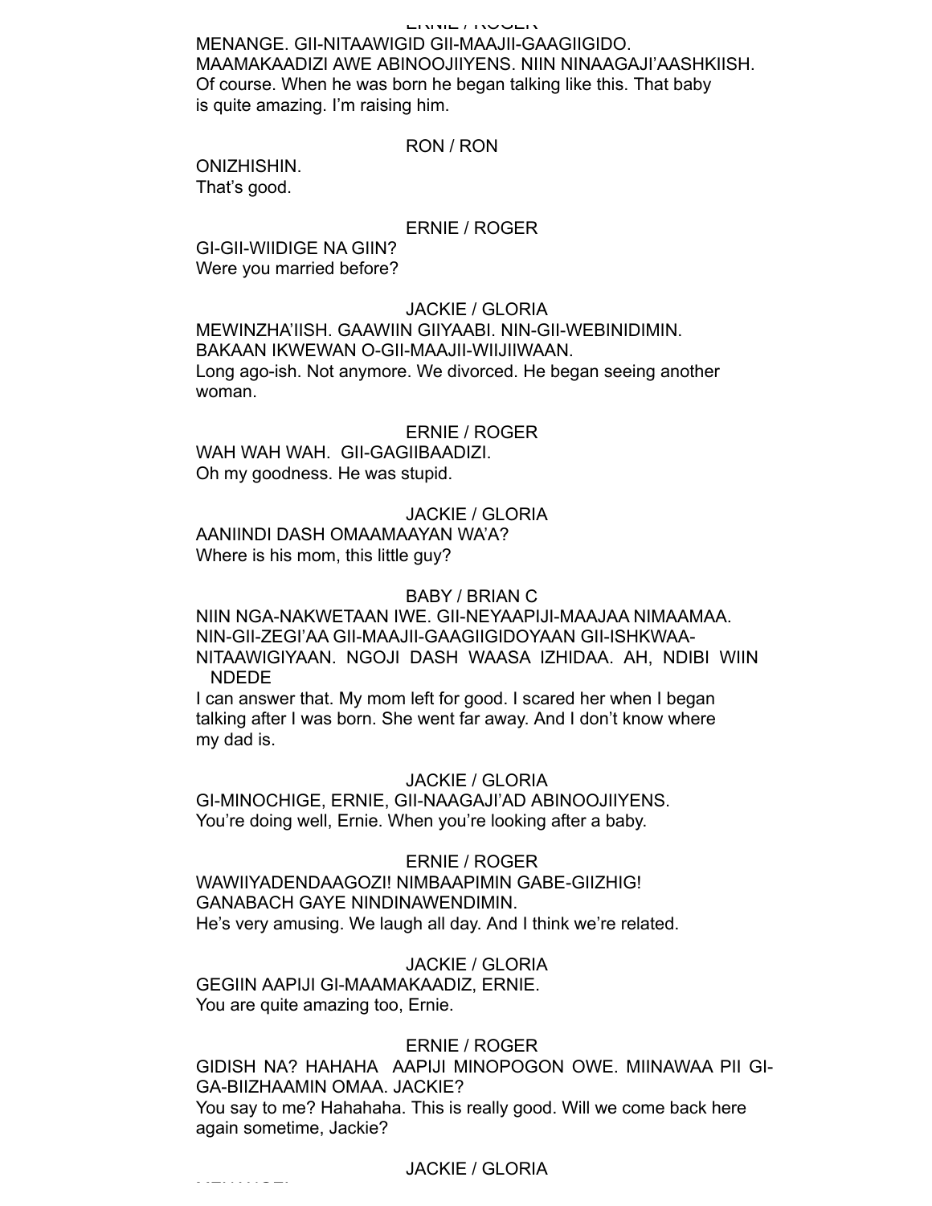ERNIE / ROGER

MENANGE. GII-NITAAWIGID GII-MAAJII-GAAGIIGIDO. MAAMAKAADIZI AWE ABINOOJIIYENS. NIIN NINAAGAJI'AASHKIISH.
Of course. When he was born he began talking like this. That baby is quite amazing. I'm raising him.

RON / RON

ONIZHISHIN.
That's good.

ERNIE / ROGER

GI-GII-WIIDIGE NA GIIN?
Were you married before?

JACKIE / GLORIA

MEWINZHA'IISH. GAAWIIN GIIYAABI. NIN-GII-WEBINIDIMIN. BAKAAN IKWEWAN O-GII-MAAJII-WIIJIIWAAN.
Long ago-ish. Not anymore. We divorced. He began seeing another woman.

ERNIE / ROGER

WAH WAH WAH. GII-GAGIIBAADIZI.
Oh my goodness. He was stupid.

JACKIE / GLORIA

AANIINDI DASH OMAAMAAYAN WA'A?
Where is his mom, this little guy?

BABY / BRIAN C

NIIN NGA-NAKWETAAN IWE. GII-NEYAAPIJI-MAAJAA NIMAAMAA. NIN-GII-ZEGI'AA GII-MAAJII-GAAGIIGIDOYAAN GII-ISHKWAA-NITAAWIGIYAAN. NGOJI DASH WAASA IZHIDAA. AH, NDIBI WIIN NDEDE
I can answer that. My mom left for good. I scared her when I began talking after I was born. She went far away. And I don't know where my dad is.

JACKIE / GLORIA

GI-MINOCHIGE, ERNIE, GII-NAAGAJI'AD ABINOOJIIYENS.
You're doing well, Ernie. When you're looking after a baby.

ERNIE / ROGER

WAWIIYADENDAAGOZI! NIMBAAPIMIN GABE-GIIZHIG! GANABACH GAYE NINDINAWENDIMIN.
He's very amusing. We laugh all day. And I think we're related.

JACKIE / GLORIA

GEGIIN AAPIJI GI-MAAMAKAADIZ, ERNIE.
You are quite amazing too, Ernie.

ERNIE / ROGER

GIDISH NA? HAHAHA AAPIJI MINOPOGON OWE. MIINAWAA PII GI-GA-BIIZHAAMIN OMAA. JACKIE?
You say to me? Hahahaha. This is really good. Will we come back here again sometime, Jackie?

JACKIE / GLORIA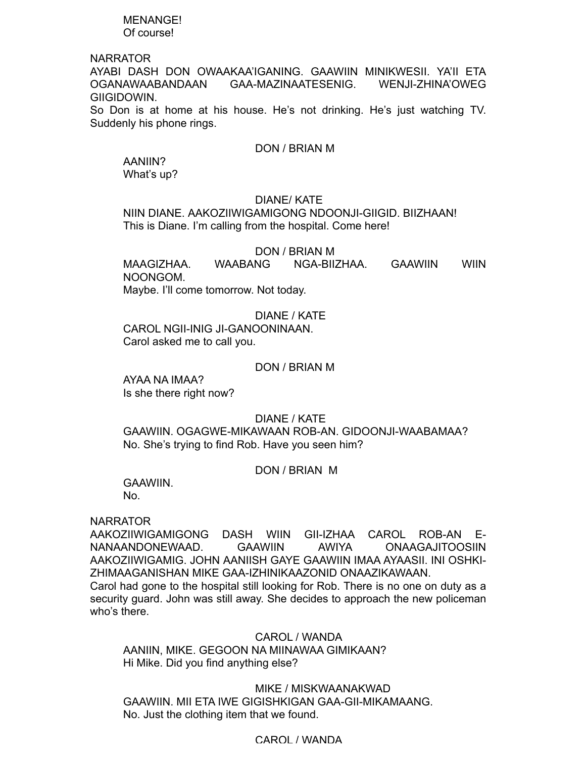MENANGE!
Of course!

NARRATOR
AYABI DASH DON OWAAKAA'IGANING. GAAWIIN MINIKWESII. YA'II ETA OGANAWAABANDAAN GAA-MAZINAATESENIG. WENJI-ZHINA'OWEG GIIGIDOWIN.
So Don is at home at his house. He's not drinking. He's just watching TV. Suddenly his phone rings.

DON / BRIAN M
AANIIN?
What's up?

DIANE/ KATE
NIIN DIANE. AAKOZIIWIGAMIGONG NDOONJI-GIIGID. BIIZHAAN!
This is Diane. I'm calling from the hospital. Come here!

DON / BRIAN M
MAAGIZHAA. WAABANG NGA-BIIZHAA. GAAWIIN WIIN NOONGOM.
Maybe. I'll come tomorrow. Not today.

DIANE / KATE
CAROL NGII-INIG JI-GANOONINAAN.
Carol asked me to call you.

DON / BRIAN M
AYAA NA IMAA?
Is she there right now?

DIANE / KATE
GAAWIIN. OGAGWE-MIKAWAAN ROB-AN. GIDOONJI-WAABAMAA?
No. She's trying to find Rob. Have you seen him?

DON / BRIAN M
GAAWIIN.
No.

NARRATOR
AAKOZIIWIGAMIGONG DASH WIIN GII-IZHAA CAROL ROB-AN E-NANAANDONEWAAD. GAAWIIN AWIYA ONAAGAJITOOSIIN AAKOZIIWIGAMIG. JOHN AANIISH GAYE GAAWIIN IMAA AYAASII. INI OSHKI-ZHIMAAGANISHAN MIKE GAA-IZHINIKAAZONID ONAAZIKAWAAN.
Carol had gone to the hospital still looking for Rob. There is no one on duty as a security guard. John was still away. She decides to approach the new policeman who's there.

CAROL / WANDA
AANIIN, MIKE. GEGOON NA MIINAWAA GIMIKAAN?
Hi Mike. Did you find anything else?

MIKE / MISKWAANAKWAD
GAAWIIN. MII ETA IWE GIGISHKIGAN GAA-GII-MIKAMAANG.
No. Just the clothing item that we found.

CAROL / WANDA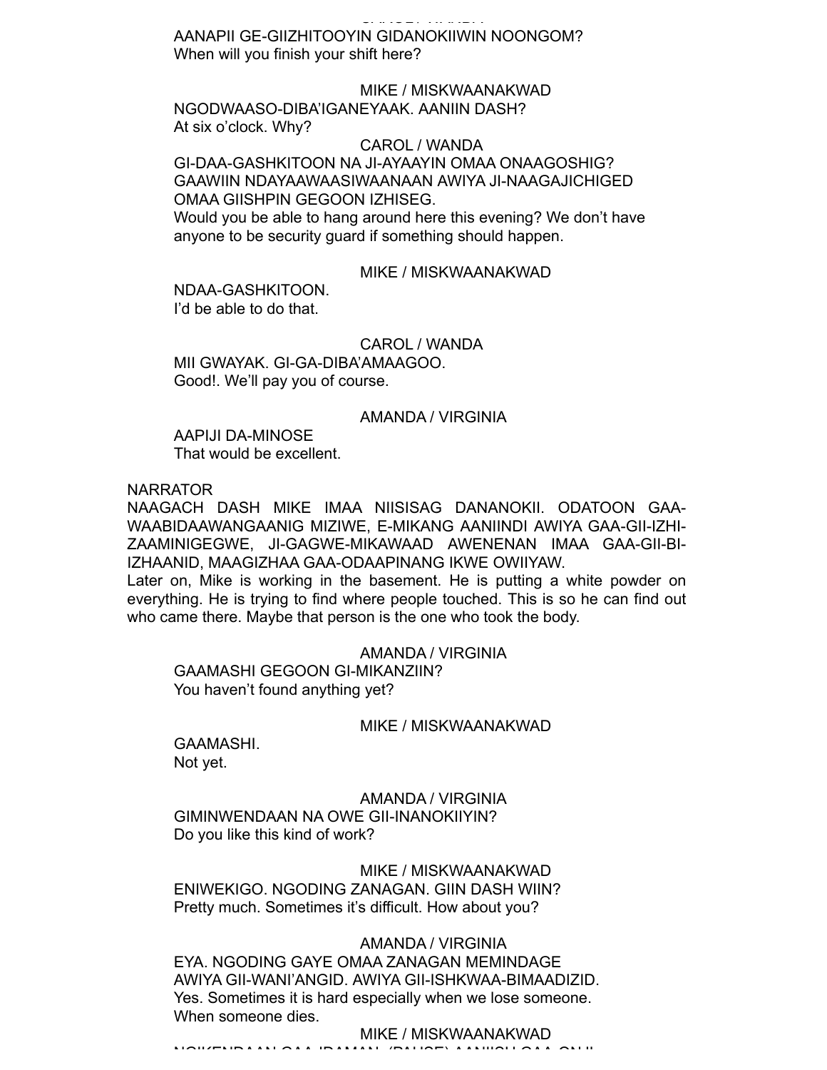AANAPII GE-GIIZHITOOYIN GIDANOKIIWIN NOONGOM?
When will you finish your shift here?

MIKE / MISKWAANAKWAD

NGODWAASO-DIBA'IGANEYAAK. AANIIN DASH?
At six o'clock. Why?

CAROL / WANDA

GI-DAA-GASHKITOON NA JI-AYAAYIN OMAA ONAAGOSHIG? GAAWIIN NDAYAAWAASIWAANAAN AWIYA JI-NAAGAJICHIGED OMAA GIISHPIN GEGOON IZHISEG.
Would you be able to hang around here this evening? We don't have anyone to be security guard if something should happen.

MIKE / MISKWAANAKWAD

NDAA-GASHKITOON.
I'd be able to do that.

CAROL / WANDA

MII GWAYAK. GI-GA-DIBA'AMAAGOO.
Good!. We'll pay you of course.

AMANDA / VIRGINIA

AAPIJI DA-MINOSE
That would be excellent.

NARRATOR

NAAGACH DASH MIKE IMAA NIISISAG DANANOKII. ODATOON GAA-WAABIDAAWANGAANIG MIZIWE, E-MIKANG AANIINDI AWIYA GAA-GII-IZHI-ZAAMINIGEGWE, JI-GAGWE-MIKAWAAD AWENENAN IMAA GAA-GII-BI-IZHAANID, MAAGIZHAA GAA-ODAAPINANG IKWE OWIIYAW.
Later on, Mike is working in the basement. He is putting a white powder on everything. He is trying to find where people touched. This is so he can find out who came there. Maybe that person is the one who took the body.

AMANDA / VIRGINIA

GAAMASHI GEGOON GI-MIKANZIIN?
You haven't found anything yet?

MIKE / MISKWAANAKWAD

GAAMASHI.
Not yet.

AMANDA / VIRGINIA

GIMINWENDAAN NA OWE GII-INANOKIIYIN?
Do you like this kind of work?

MIKE / MISKWAANAKWAD

ENIWEKIGO. NGODING ZANAGAN. GIIN DASH WIIN?
Pretty much. Sometimes it's difficult. How about you?

AMANDA / VIRGINIA

EYA. NGODING GAYE OMAA ZANAGAN MEMINDAGE AWIYA GII-WANI'ANGID. AWIYA GII-ISHKWAA-BIMAADIZID.
Yes. Sometimes it is hard especially when we lose someone. When someone dies.

MIKE / MISKWAANAKWAD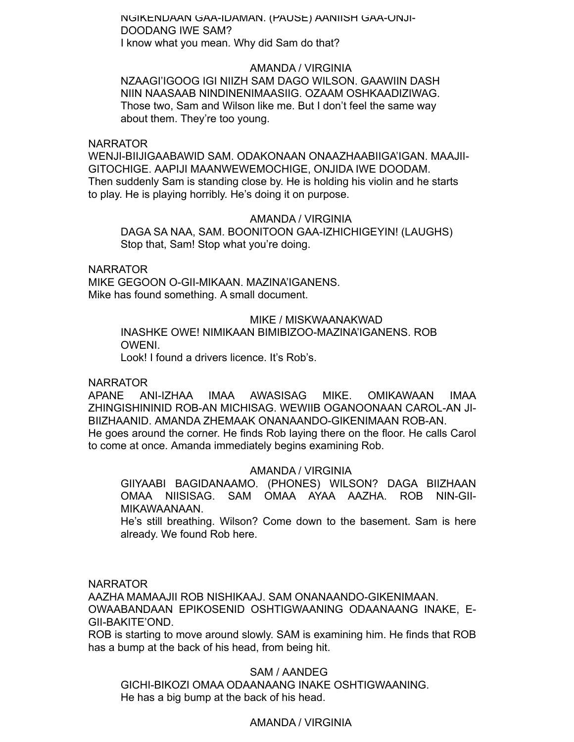NGIKENDAAN GAA-IDAMAN. (PAUSE) AANIISH GAA-ONJI-DOODANG IWE SAM?
I know what you mean. Why did Sam do that?

AMANDA / VIRGINIA

NZAAGI'IGOOG IGI NIIZH SAM DAGO WILSON. GAAWIIN DASH NIIN NAASAAB NINDINENIMAASIIG. OZAAM OSHKAADIZIWAG.
Those two, Sam and Wilson like me. But I don't feel the same way about them. They're too young.

NARRATOR

WENJI-BIIJIGAABAWID SAM. ODAKONAAN ONAAZHAABIIGA'IGAN. MAAJII-GITOCHIGE. AAPIJI MAANWEWEMOCHIGE, ONJIDA IWE DOODAM.
Then suddenly Sam is standing close by. He is holding his violin and he starts to play. He is playing horribly. He's doing it on purpose.

AMANDA / VIRGINIA

DAGA SA NAA, SAM. BOONITOON GAA-IZHICHIGEYIN! (LAUGHS)
Stop that, Sam! Stop what you're doing.

NARRATOR

MIKE GEGOON O-GII-MIKAAN. MAZINA'IGANENS.
Mike has found something. A small document.

MIKE / MISKWAANAKWAD

INASHKE OWE! NIMIKAAN BIMIBIZOO-MAZINA'IGANENS. ROB OWENI.
Look! I found a drivers licence. It's Rob's.

NARRATOR

APANE ANI-IZHAA IMAA AWASISAG MIKE. OMIKAWAAN IMAA ZHINGISHININID ROB-AN MICHISAG. WEWIIB OGANOONAAN CAROL-AN JI-BIIZHAANID. AMANDA ZHEMAAK ONANAANDO-GIKENIMAAN ROB-AN.
He goes around the corner. He finds Rob laying there on the floor. He calls Carol to come at once. Amanda immediately begins examining Rob.

AMANDA / VIRGINIA

GIIYAABI BAGIDANAAMO. (PHONES) WILSON? DAGA BIIZHAAN OMAA NIISISAG. SAM OMAA AYAA AAZHA. ROB NIN-GII-MIKAWAANAAN.
He's still breathing. Wilson? Come down to the basement. Sam is here already. We found Rob here.

NARRATOR

AAZHA MAMAAJII ROB NISHIKAAJ. SAM ONANAANDO-GIKENIMAAN. OWAABANDAAN EPIKOSENID OSHTIGWAANING ODAANAANG INAKE, E-GII-BAKITE'OND.
ROB is starting to move around slowly. SAM is examining him. He finds that ROB has a bump at the back of his head, from being hit.

SAM / AANDEG

GICHI-BIKOZI OMAA ODAANAANG INAKE OSHTIGWAANING.
He has a big bump at the back of his head.

AMANDA / VIRGINIA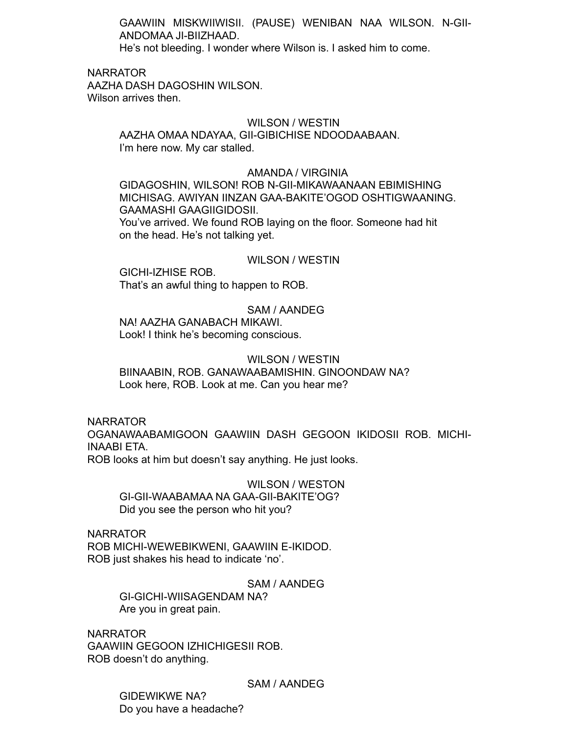GAAWIIN MISKWIIWISII. (PAUSE) WENIBAN NAA WILSON. N-GII-ANDOMAA JI-BIIZHAAD.
He's not bleeding. I wonder where Wilson is. I asked him to come.

NARRATOR
AAZHA DASH DAGOSHIN WILSON.
Wilson arrives then.

WILSON / WESTIN
AAZHA OMAA NDAYAA, GII-GIBICHISE NDOODAABAAN.
I'm here now. My car stalled.

AMANDA / VIRGINIA
GIDAGOSHIN, WILSON! ROB N-GII-MIKAWAANAAN EBIMISHING MICHISAG. AWIYAN IINZAN GAA-BAKITE'OGOD OSHTIGWAANING. GAAMASHI GAAGIIGIDOSII.
You've arrived. We found ROB laying on the floor. Someone had hit on the head. He's not talking yet.

WILSON / WESTIN
GICHI-IZHISE ROB.
That's an awful thing to happen to ROB.

SAM / AANDEG
NA! AAZHA GANABACH MIKAWI.
Look! I think he's becoming conscious.

WILSON / WESTIN
BIINAABIN, ROB. GANAWAABAMISHIN. GINOONDAW NA?
Look here, ROB. Look at me. Can you hear me?

NARRATOR
OGANAWAABAMIGOON GAAWIIN DASH GEGOON IKIDOSII ROB. MICHI-INAABI ETA.
ROB looks at him but doesn't say anything. He just looks.

WILSON / WESTON
GI-GII-WAABAMAA NA GAA-GII-BAKITE'OG?
Did you see the person who hit you?

NARRATOR
ROB MICHI-WEWEBIKWENI, GAAWIIN E-IKIDOD.
ROB just shakes his head to indicate 'no'.

SAM / AANDEG
GI-GICHI-WIISAGENDAM NA?
Are you in great pain.

NARRATOR
GAAWIIN GEGOON IZHICHIGESII ROB.
ROB doesn't do anything.

SAM / AANDEG
GIDEWIKWE NA?
Do you have a headache?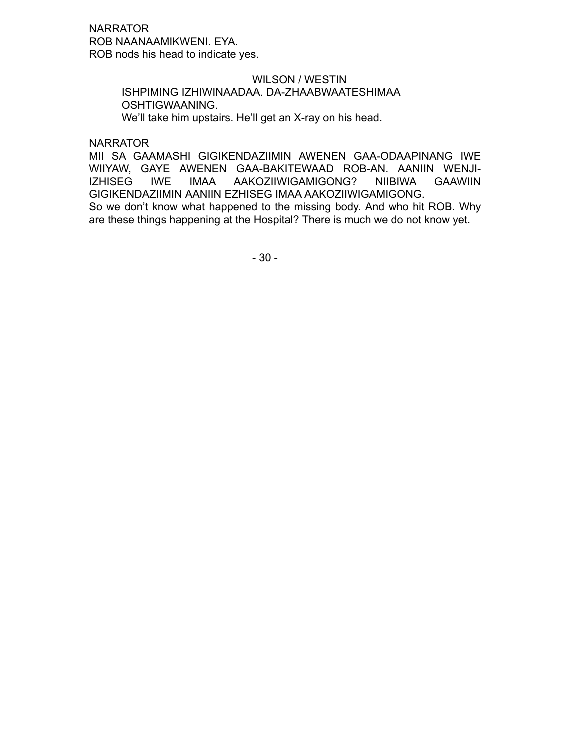NARRATOR
ROB NAANAAMIKWENI. EYA.
ROB nods his head to indicate yes.

WILSON / WESTIN
ISHPIMING IZHIWINAADAA. DA-ZHAABWAATESHIMAA OSHTIGWAANING.
We'll take him upstairs. He'll get an X-ray on his head.

NARRATOR
MII SA GAAMASHI GIGIKENDAZIIMIN AWENEN GAA-ODAAPINANG IWE WIIYAW, GAYE AWENEN GAA-BAKITEWAAD ROB-AN. AANIIN WENJI-IZHISEG IWE IMAA AAKOZIIWIGAMIGONG? NIIBIWA GAAWIIN GIGIKENDAZIIMIN AANIIN EZHISEG IMAA AAKOZIIWIGAMIGONG.
So we don't know what happened to the missing body. And who hit ROB. Why are these things happening at the Hospital? There is much we do not know yet.